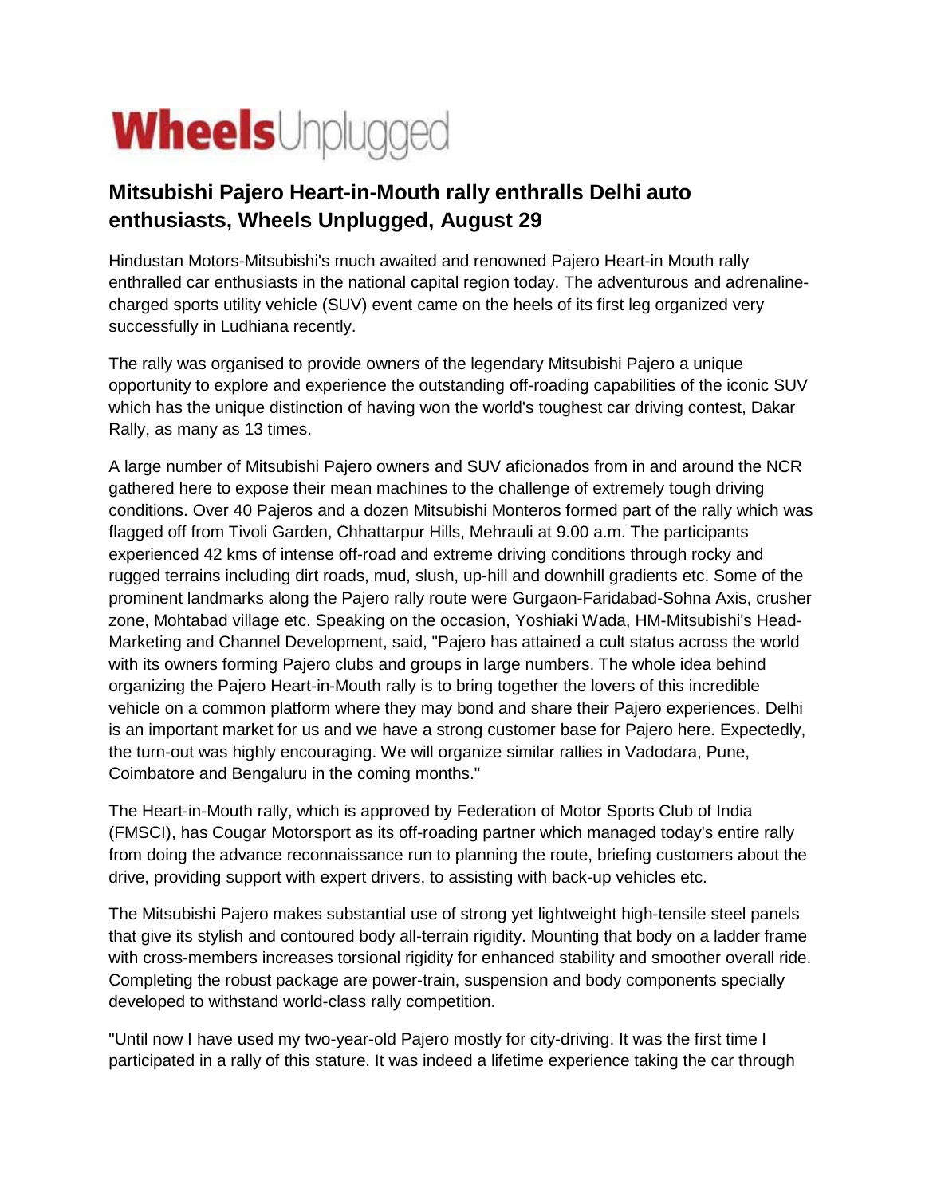# **Wheels**Unplugged

## Mitsubishi Pajero Heart-in-Mouth rally enthralls Delhi auto enthusiasts, Wheels Unplugged, August 29

Hindustan Motors-Mitsubishi's much awaited and renowned Pajero Heart-in Mouth rally enthralled car enthusiasts in the national capital region today. The adventurous and adrenaline-charged sports utility vehicle (SUV) event came on the heels of its first leg organized very successfully in Ludhiana recently.

The rally was organised to provide owners of the legendary Mitsubishi Pajero a unique opportunity to explore and experience the outstanding off-roading capabilities of the iconic SUV which has the unique distinction of having won the world's toughest car driving contest, Dakar Rally, as many as 13 times.

A large number of Mitsubishi Pajero owners and SUV aficionados from in and around the NCR gathered here to expose their mean machines to the challenge of extremely tough driving conditions. Over 40 Pajeros and a dozen Mitsubishi Monteros formed part of the rally which was flagged off from Tivoli Garden, Chhattarpur Hills, Mehrauli at 9.00 a.m. The participants experienced 42 kms of intense off-road and extreme driving conditions through rocky and rugged terrains including dirt roads, mud, slush, up-hill and downhill gradients etc. Some of the prominent landmarks along the Pajero rally route were Gurgaon-Faridabad-Sohna Axis, crusher zone, Mohtabad village etc. Speaking on the occasion, Yoshiaki Wada, HM-Mitsubishi's Head-Marketing and Channel Development, said, "Pajero has attained a cult status across the world with its owners forming Pajero clubs and groups in large numbers. The whole idea behind organizing the Pajero Heart-in-Mouth rally is to bring together the lovers of this incredible vehicle on a common platform where they may bond and share their Pajero experiences. Delhi is an important market for us and we have a strong customer base for Pajero here. Expectedly, the turn-out was highly encouraging. We will organize similar rallies in Vadodara, Pune, Coimbatore and Bengaluru in the coming months."

The Heart-in-Mouth rally, which is approved by Federation of Motor Sports Club of India (FMSCI), has Cougar Motorsport as its off-roading partner which managed today's entire rally from doing the advance reconnaissance run to planning the route, briefing customers about the drive, providing support with expert drivers, to assisting with back-up vehicles etc.

The Mitsubishi Pajero makes substantial use of strong yet lightweight high-tensile steel panels that give its stylish and contoured body all-terrain rigidity. Mounting that body on a ladder frame with cross-members increases torsional rigidity for enhanced stability and smoother overall ride. Completing the robust package are power-train, suspension and body components specially developed to withstand world-class rally competition.

"Until now I have used my two-year-old Pajero mostly for city-driving. It was the first time I participated in a rally of this stature. It was indeed a lifetime experience taking the car through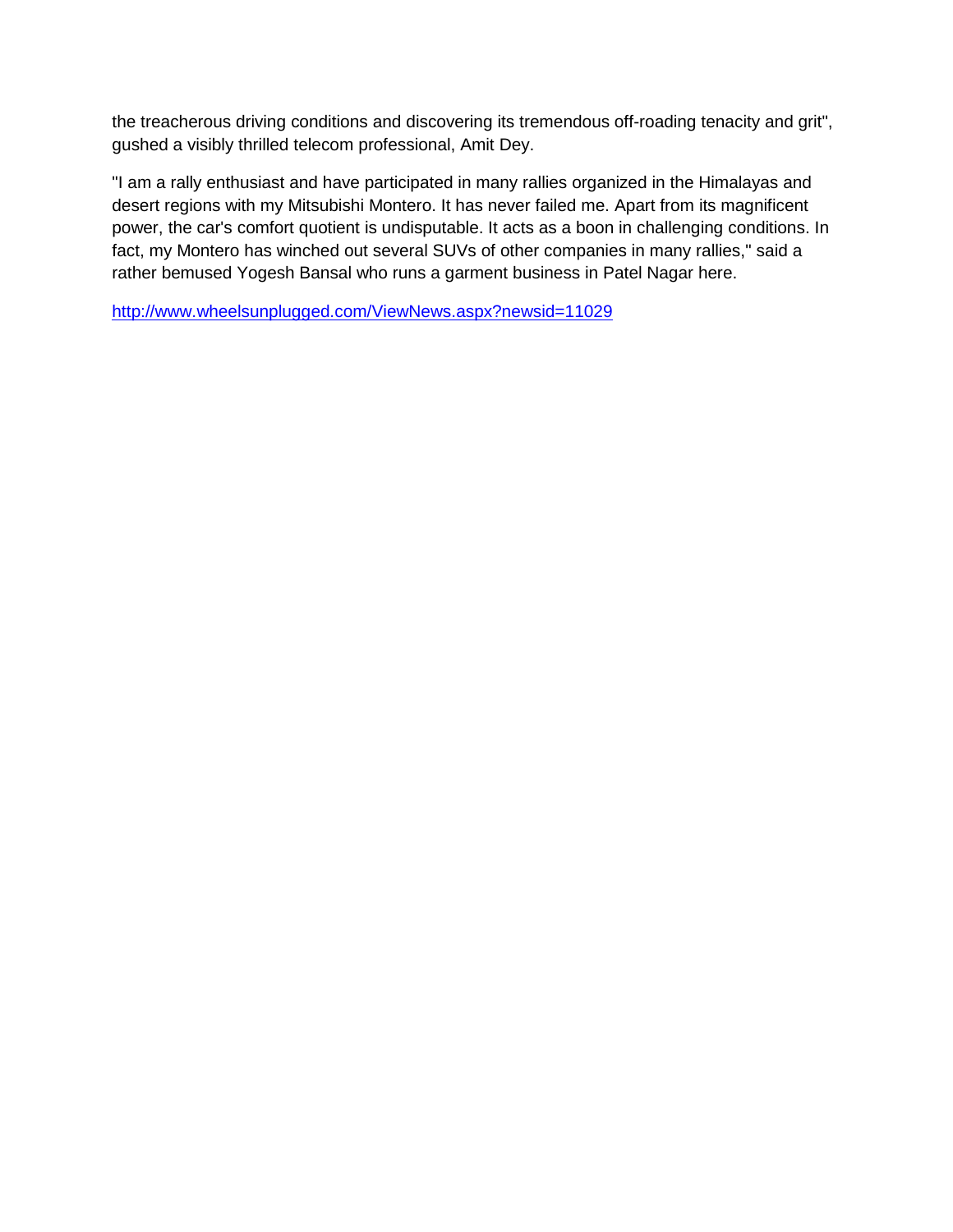the treacherous driving conditions and discovering its tremendous off-roading tenacity and grit", gushed a visibly thrilled telecom professional, Amit Dey.

"I am a rally enthusiast and have participated in many rallies organized in the Himalayas and desert regions with my Mitsubishi Montero. It has never failed me. Apart from its magnificent power, the car's comfort quotient is undisputable. It acts as a boon in challenging conditions. In fact, my Montero has winched out several SUVs of other companies in many rallies," said a rather bemused Yogesh Bansal who runs a garment business in Patel Nagar here.

http://www.wheelsunplugged.com/ViewNews.aspx?newsid=11029